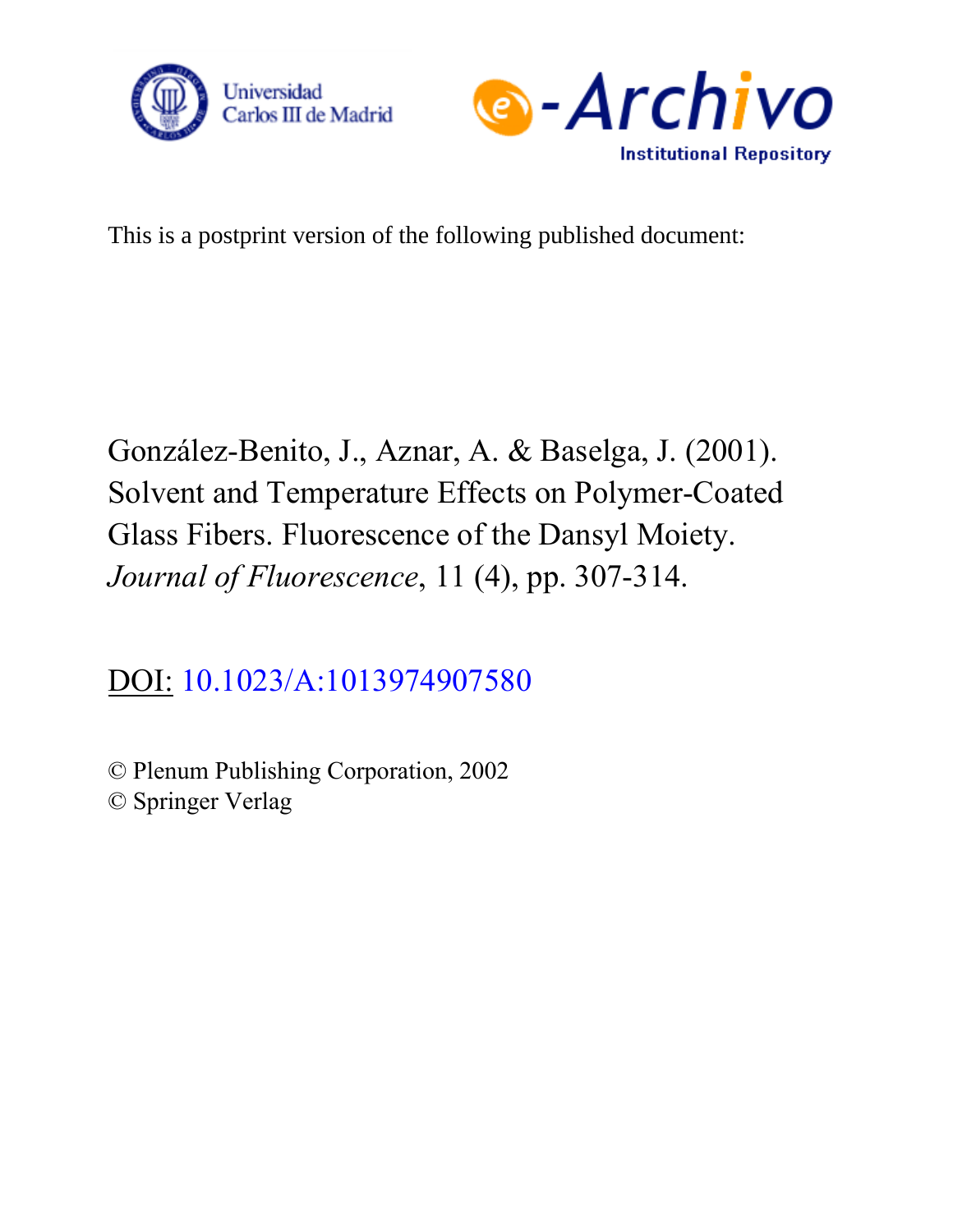This is a postprint version of the following published document:

González-Benito, J., Aznar, A. & Baselga, J. (2001). Solvent and Temperature Effects on Polymer-Coated Glass Fibers. Fluorescence of the Dansyl Moiety. *Journal of Fluorescence*, 11 (4), pp. 307-314.

DOI: 10.1023/A:1013974907580

© Plenum Publishing Corporation, 2002
© Springer Verlag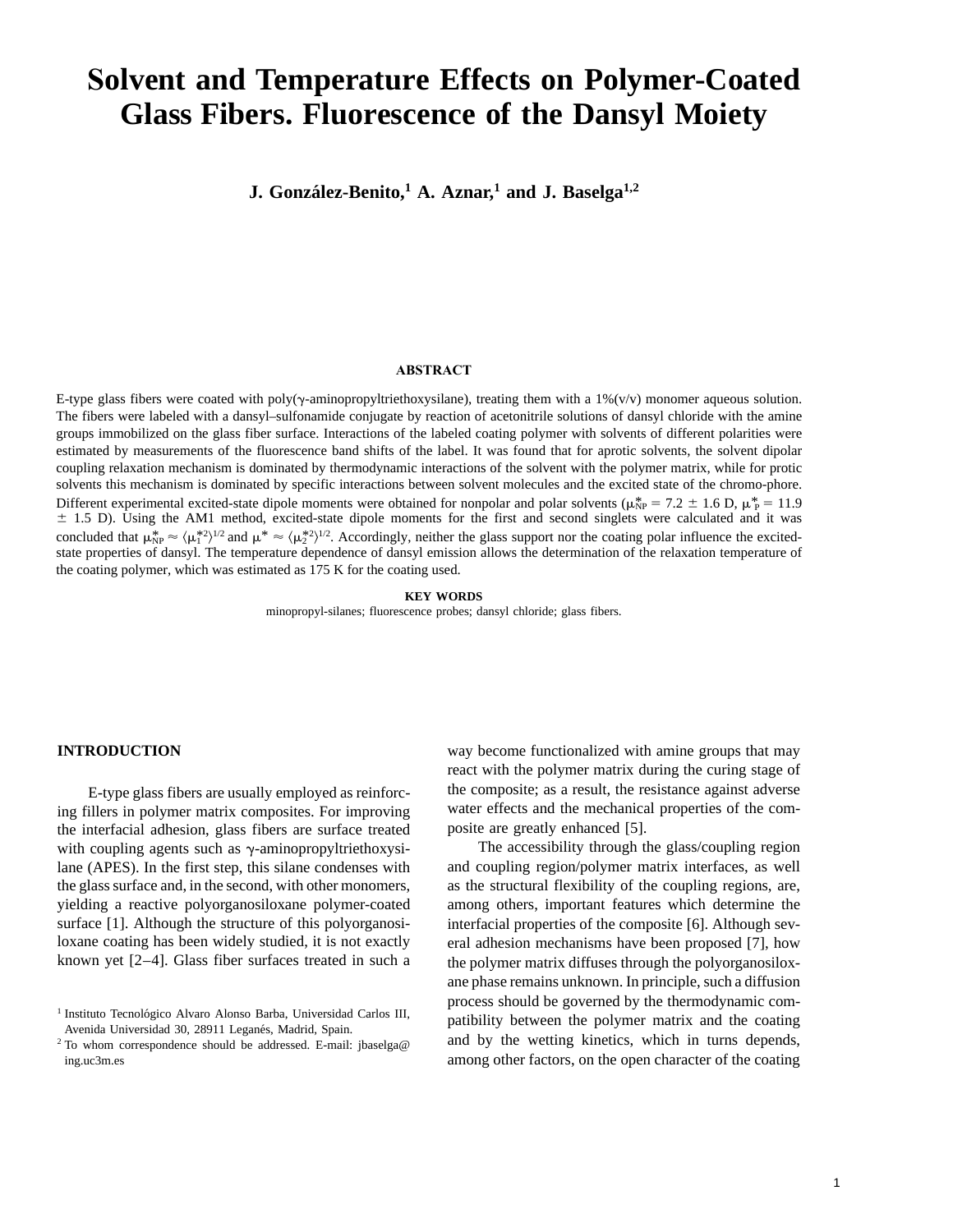# Solvent and Temperature Effects on Polymer-Coated Glass Fibers. Fluorescence of the Dansyl Moiety

**J. González-Benito,[1] A. Aznar,[1] and J. Baselga[1,2]**

### ABSTRACT

E-type glass fibers were coated with poly(γ-aminopropyltriethoxysilane), treating them with a 1%(v/v) monomer aqueous solution. The fibers were labeled with a dansyl–sulfonamide conjugate by reaction of acetonitrile solutions of dansyl chloride with the amine groups immobilized on the glass fiber surface. Interactions of the labeled coating polymer with solvents of different polarities were estimated by measurements of the fluorescence band shifts of the label. It was found that for aprotic solvents, the solvent dipolar coupling relaxation mechanism is dominated by thermodynamic interactions of the solvent with the polymer matrix, while for protic solvents this mechanism is dominated by specific interactions between solvent molecules and the excited state of the chromo-phore. Different experimental excited-state dipole moments were obtained for nonpolar and polar solvents ($\mu^*_{NP} = 7.2 \pm 1.6$ D, $\mu^*_P = 11.9 \pm 1.5$ D). Using the AM1 method, excited-state dipole moments for the first and second singlets were calculated and it was concluded that $\mu^*_{NP} \approx \langle\mu_1^{*2}\rangle^{1/2}$ and $\mu^* \approx \langle\mu_2^{*2}\rangle^{1/2}$. Accordingly, neither the glass support nor the coating polar influence the excited-state properties of dansyl. The temperature dependence of dansyl emission allows the determination of the relaxation temperature of the coating polymer, which was estimated as 175 K for the coating used.

**KEY WORDS**

minopropyl-silanes; fluorescence probes; dansyl chloride; glass fibers.

## INTRODUCTION

E-type glass fibers are usually employed as reinforcing fillers in polymer matrix composites. For improving the interfacial adhesion, glass fibers are surface treated with coupling agents such as γ-aminopropyltriethoxysilane (APES). In the first step, this silane condenses with the glass surface and, in the second, with other monomers, yielding a reactive polyorganosiloxane polymer-coated surface [1]. Although the structure of this polyorganosiloxane coating has been widely studied, it is not exactly known yet [2–4]. Glass fiber surfaces treated in such a way become functionalized with amine groups that may react with the polymer matrix during the curing stage of the composite; as a result, the resistance against adverse water effects and the mechanical properties of the composite are greatly enhanced [5].

The accessibility through the glass/coupling region and coupling region/polymer matrix interfaces, as well as the structural flexibility of the coupling regions, are, among others, important features which determine the interfacial properties of the composite [6]. Although several adhesion mechanisms have been proposed [7], how the polymer matrix diffuses through the polyorganosiloxane phase remains unknown. In principle, such a diffusion process should be governed by the thermodynamic compatibility between the polymer matrix and the coating and by the wetting kinetics, which in turns depends, among other factors, on the open character of the coating

[1] Instituto Tecnológico Alvaro Alonso Barba, Universidad Carlos III, Avenida Universidad 30, 28911 Leganés, Madrid, Spain.

[2] To whom correspondence should be addressed. E-mail: jbaselga@ing.uc3m.es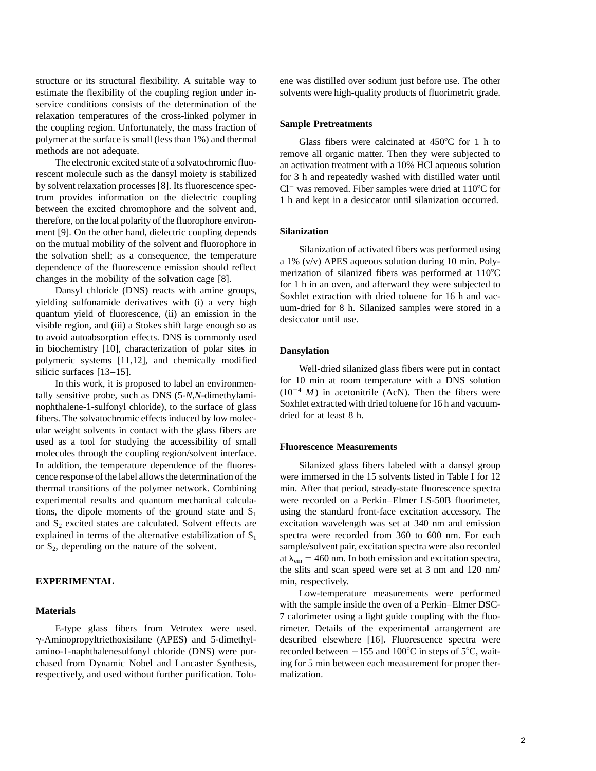structure or its structural flexibility. A suitable way to estimate the flexibility of the coupling region under in-service conditions consists of the determination of the relaxation temperatures of the cross-linked polymer in the coupling region. Unfortunately, the mass fraction of polymer at the surface is small (less than 1%) and thermal methods are not adequate.

The electronic excited state of a solvatochromic fluorescent molecule such as the dansyl moiety is stabilized by solvent relaxation processes [8]. Its fluorescence spectrum provides information on the dielectric coupling between the excited chromophore and the solvent and, therefore, on the local polarity of the fluorophore environment [9]. On the other hand, dielectric coupling depends on the mutual mobility of the solvent and fluorophore in the solvation shell; as a consequence, the temperature dependence of the fluorescence emission should reflect changes in the mobility of the solvation cage [8].

Dansyl chloride (DNS) reacts with amine groups, yielding sulfonamide derivatives with (i) a very high quantum yield of fluorescence, (ii) an emission in the visible region, and (iii) a Stokes shift large enough so as to avoid autoabsorption effects. DNS is commonly used in biochemistry [10], characterization of polar sites in polymeric systems [11,12], and chemically modified silicic surfaces [13–15].

In this work, it is proposed to label an environmentally sensitive probe, such as DNS (5-*N*,*N*-dimethylaminophthalene-1-sulfonyl chloride), to the surface of glass fibers. The solvatochromic effects induced by low molecular weight solvents in contact with the glass fibers are used as a tool for studying the accessibility of small molecules through the coupling region/solvent interface. In addition, the temperature dependence of the fluorescence response of the label allows the determination of the thermal transitions of the polymer network. Combining experimental results and quantum mechanical calculations, the dipole moments of the ground state and $S_1$ and $S_2$ excited states are calculated. Solvent effects are explained in terms of the alternative estabilization of $S_1$ or $S_2$, depending on the nature of the solvent.

## EXPERIMENTAL

### Materials

E-type glass fibers from Vetrotex were used. γ-Aminopropyltriethoxisilane (APES) and 5-dimethylamino-1-naphthalenesulfonyl chloride (DNS) were purchased from Dynamic Nobel and Lancaster Synthesis, respectively, and used without further purification. Toluene was distilled over sodium just before use. The other solvents were high-quality products of fluorimetric grade.

### Sample Pretreatments

Glass fibers were calcinated at 450°C for 1 h to remove all organic matter. Then they were subjected to an activation treatment with a 10% HCl aqueous solution for 3 h and repeatedly washed with distilled water until $Cl^-$ was removed. Fiber samples were dried at 110°C for 1 h and kept in a desiccator until silanization occurred.

### Silanization

Silanization of activated fibers was performed using a 1% (v/v) APES aqueous solution during 10 min. Polymerization of silanized fibers was performed at 110°C for 1 h in an oven, and afterward they were subjected to Soxhlet extraction with dried toluene for 16 h and vacuum-dried for 8 h. Silanized samples were stored in a desiccator until use.

### Dansylation

Well-dried silanized glass fibers were put in contact for 10 min at room temperature with a DNS solution ($10^{-4}$ *M*) in acetonitrile (AcN). Then the fibers were Soxhlet extracted with dried toluene for 16 h and vacuum-dried for at least 8 h.

### Fluorescence Measurements

Silanized glass fibers labeled with a dansyl group were immersed in the 15 solvents listed in Table I for 12 min. After that period, steady-state fluorescence spectra were recorded on a Perkin–Elmer LS-50B fluorimeter, using the standard front-face excitation accessory. The excitation wavelength was set at 340 nm and emission spectra were recorded from 360 to 600 nm. For each sample/solvent pair, excitation spectra were also recorded at $\lambda_{em}$ = 460 nm. In both emission and excitation spectra, the slits and scan speed were set at 3 nm and 120 nm/min, respectively.

Low-temperature measurements were performed with the sample inside the oven of a Perkin–Elmer DSC-7 calorimeter using a light guide coupling with the fluorimeter. Details of the experimental arrangement are described elsewhere [16]. Fluorescence spectra were recorded between −155 and 100°C in steps of 5°C, waiting for 5 min between each measurement for proper thermalization.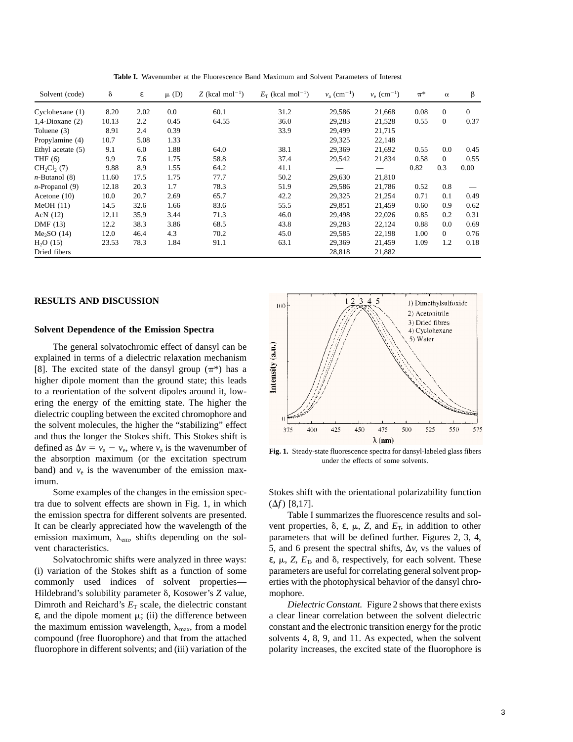**Table I.** Wavenumber at the Fluorescence Band Maximum and Solvent Parameters of Interest

| Solvent (code) | δ | ε | μ (D) | Z (kcal mol$^{-1}$) | $E_T$ (kcal mol$^{-1}$) | $v_a$ (cm$^{-1}$) | $v_e$ (cm$^{-1}$) | π* | α | β |
|---|---|---|---|---|---|---|---|---|---|---|
| Cyclohexane (1) | 8.20 | 2.02 | 0.0 | 60.1 | 31.2 | 29,586 | 21,668 | 0.08 | 0 | 0 |
| 1,4-Dioxane (2) | 10.13 | 2.2 | 0.45 | 64.55 | 36.0 | 29,283 | 21,528 | 0.55 | 0 | 0.37 |
| Toluene (3) | 8.91 | 2.4 | 0.39 | | 33.9 | 29,499 | 21,715 | | | |
| Propylamine (4) | 10.7 | 5.08 | 1.33 | | | 29,325 | 22,148 | | | |
| Ethyl acetate (5) | 9.1 | 6.0 | 1.88 | 64.0 | 38.1 | 29,369 | 21,692 | 0.55 | 0.0 | 0.45 |
| THF (6) | 9.9 | 7.6 | 1.75 | 58.8 | 37.4 | 29,542 | 21,834 | 0.58 | 0 | 0.55 |
| $CH_2Cl_2$ (7) | 9.88 | 8.9 | 1.55 | 64.2 | 41.1 | — | — | 0.82 | 0.3 | 0.00 |
| *n*-Butanol (8) | 11.60 | 17.5 | 1.75 | 77.7 | 50.2 | 29,630 | 21,810 | | | |
| *n*-Propanol (9) | 12.18 | 20.3 | 1.7 | 78.3 | 51.9 | 29,586 | 21,786 | 0.52 | 0.8 | — |
| Acetone (10) | 10.0 | 20.7 | 2.69 | 65.7 | 42.2 | 29,325 | 21,254 | 0.71 | 0.1 | 0.49 |
| MeOH (11) | 14.5 | 32.6 | 1.66 | 83.6 | 55.5 | 29,851 | 21,459 | 0.60 | 0.9 | 0.62 |
| AcN (12) | 12.11 | 35.9 | 3.44 | 71.3 | 46.0 | 29,498 | 22,026 | 0.85 | 0.2 | 0.31 |
| DMF (13) | 12.2 | 38.3 | 3.86 | 68.5 | 43.8 | 29,283 | 22,124 | 0.88 | 0.0 | 0.69 |
| $Me_2SO$ (14) | 12.0 | 46.4 | 4.3 | 70.2 | 45.0 | 29,585 | 22,198 | 1.00 | 0 | 0.76 |
| $H_2O$ (15) | 23.53 | 78.3 | 1.84 | 91.1 | 63.1 | 29,369 | 21,459 | 1.09 | 1.2 | 0.18 |
| Dried fibers | | | | | | 28,818 | 21,882 | | | |

## RESULTS AND DISCUSSION

### Solvent Dependence of the Emission Spectra

The general solvatochromic effect of dansyl can be explained in terms of a dielectric relaxation mechanism [8]. The excited state of the dansyl group (π*) has a higher dipole moment than the ground state; this leads to a reorientation of the solvent dipoles around it, lowering the energy of the emitting state. The higher the dielectric coupling between the excited chromophore and the solvent molecules, the higher the "stabilizing" effect and thus the longer the Stokes shift. This Stokes shift is defined as $\Delta v = v_a - v_e$, where $v_a$ is the wavenumber of the absorption maximum (or the excitation spectrum band) and $v_e$ is the wavenumber of the emission maximum.

Some examples of the changes in the emission spectra due to solvent effects are shown in Fig. 1, in which the emission spectra for different solvents are presented. It can be clearly appreciated how the wavelength of the emission maximum, $\lambda_{em}$, shifts depending on the solvent characteristics.

Solvatochromic shifts were analyzed in three ways: (i) variation of the Stokes shift as a function of some commonly used indices of solvent properties—Hildebrand's solubility parameter δ, Kosower's *Z* value, Dimroth and Reichard's $E_T$ scale, the dielectric constant ε, and the dipole moment μ; (ii) the difference between the maximum emission wavelength, $\lambda_{max}$, from a model compound (free fluorophore) and that from the attached fluorophore in different solvents; and (iii) variation of the Stokes shift with the orientational polarizability function ($\Delta f$) [8,17].

**Fig. 1.** Steady-state fluorescence spectra for dansyl-labeled glass fibers under the effects of some solvents.

Table I summarizes the fluorescence results and solvent properties, δ, ε, μ, *Z*, and $E_T$, in addition to other parameters that will be defined further. Figures 2, 3, 4, 5, and 6 present the spectral shifts, $\Delta v$, vs the values of ε, μ, *Z*, $E_T$, and δ, respectively, for each solvent. These parameters are useful for correlating general solvent properties with the photophysical behavior of the dansyl chromophore.

*Dielectric Constant.* Figure 2 shows that there exists a clear linear correlation between the solvent dielectric constant and the electronic transition energy for the protic solvents 4, 8, 9, and 11. As expected, when the solvent polarity increases, the excited state of the fluorophore is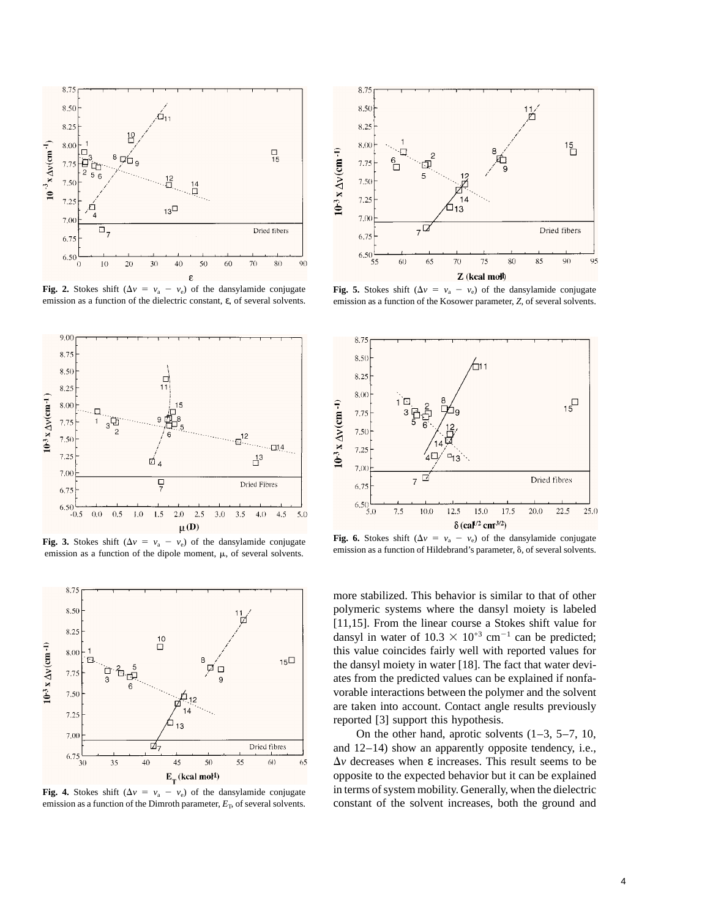**Fig. 2.** Stokes shift ($\Delta\nu = \nu_a - \nu_e$) of the dansylamide conjugate emission as a function of the dielectric constant, ε, of several solvents.

**Fig. 5.** Stokes shift ($\Delta\nu = \nu_a - \nu_e$) of the dansylamide conjugate emission as a function of the Kosower parameter, *Z*, of several solvents.

**Fig. 3.** Stokes shift ($\Delta\nu = \nu_a - \nu_e$) of the dansylamide conjugate emission as a function of the dipole moment, μ, of several solvents.

**Fig. 6.** Stokes shift ($\Delta\nu = \nu_a - \nu_e$) of the dansylamide conjugate emission as a function of Hildebrand's parameter, δ, of several solvents.

**Fig. 4.** Stokes shift ($\Delta\nu = \nu_a - \nu_e$) of the dansylamide conjugate emission as a function of the Dimroth parameter, $E_T$, of several solvents.

more stabilized. This behavior is similar to that of other polymeric systems where the dansyl moiety is labeled [11,15]. From the linear course a Stokes shift value for dansyl in water of $10.3 \times 10^{+3}$ cm$^{-1}$ can be predicted; this value coincides fairly well with reported values for the dansyl moiety in water [18]. The fact that water deviates from the predicted values can be explained if nonfavorable interactions between the polymer and the solvent are taken into account. Contact angle results previously reported [3] support this hypothesis.

On the other hand, aprotic solvents (1–3, 5–7, 10, and 12–14) show an apparently opposite tendency, i.e., $\Delta\nu$ decreases when ε increases. This result seems to be opposite to the expected behavior but it can be explained in terms of system mobility. Generally, when the dielectric constant of the solvent increases, both the ground and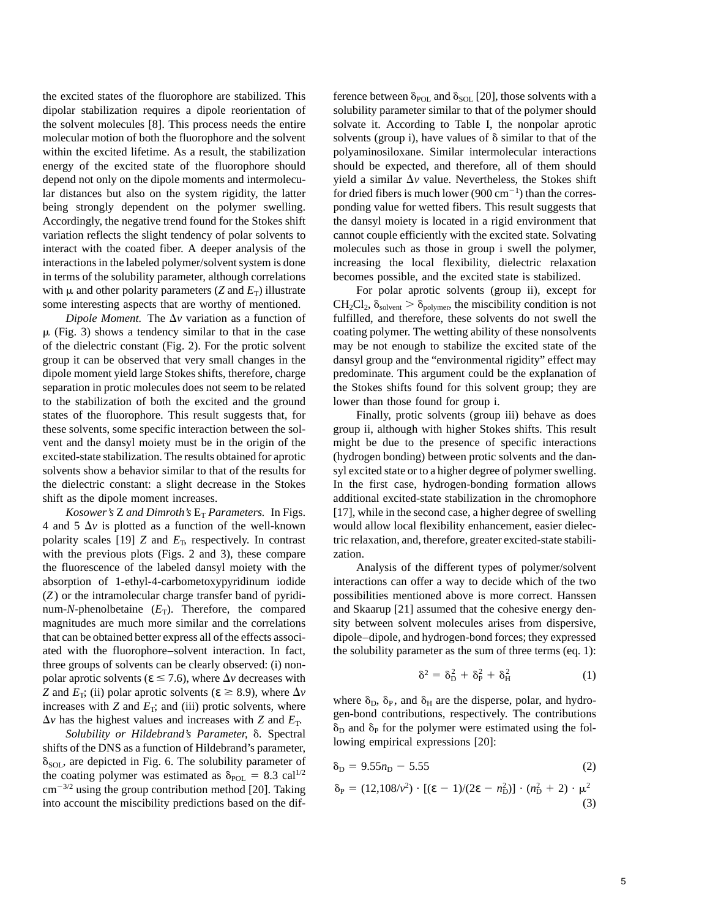the excited states of the fluorophore are stabilized. This dipolar stabilization requires a dipole reorientation of the solvent molecules [8]. This process needs the entire molecular motion of both the fluorophore and the solvent within the excited lifetime. As a result, the stabilization energy of the excited state of the fluorophore should depend not only on the dipole moments and intermolecular distances but also on the system rigidity, the latter being strongly dependent on the polymer swelling. Accordingly, the negative trend found for the Stokes shift variation reflects the slight tendency of polar solvents to interact with the coated fiber. A deeper analysis of the interactions in the labeled polymer/solvent system is done in terms of the solubility parameter, although correlations with $\mu$ and other polarity parameters ($Z$ and $E_T$) illustrate some interesting aspects that are worthy of mentioned.

*Dipole Moment.* The $\Delta\nu$ variation as a function of $\mu$ (Fig. 3) shows a tendency similar to that in the case of the dielectric constant (Fig. 2). For the protic solvent group it can be observed that very small changes in the dipole moment yield large Stokes shifts, therefore, charge separation in protic molecules does not seem to be related to the stabilization of both the excited and the ground states of the fluorophore. This result suggests that, for these solvents, some specific interaction between the solvent and the dansyl moiety must be in the origin of the excited-state stabilization. The results obtained for aprotic solvents show a behavior similar to that of the results for the dielectric constant: a slight decrease in the Stokes shift as the dipole moment increases.

*Kosower's Z and Dimroth's $E_T$ Parameters.* In Figs. 4 and 5 $\Delta\nu$ is plotted as a function of the well-known polarity scales [19] $Z$ and $E_T$, respectively. In contrast with the previous plots (Figs. 2 and 3), these compare the fluorescence of the labeled dansyl moiety with the absorption of 1-ethyl-4-carbometoxypyridinum iodide ($Z$) or the intramolecular charge transfer band of pyridinum-*N*-phenolbetaine ($E_T$). Therefore, the compared magnitudes are much more similar and the correlations that can be obtained better express all of the effects associated with the fluorophore–solvent interaction. In fact, three groups of solvents can be clearly observed: (i) nonpolar aprotic solvents ($\varepsilon \leq 7.6$), where $\Delta\nu$ decreases with $Z$ and $E_T$; (ii) polar aprotic solvents ($\varepsilon \geq 8.9$), where $\Delta\nu$ increases with $Z$ and $E_T$; and (iii) protic solvents, where $\Delta\nu$ has the highest values and increases with $Z$ and $E_T$.

*Solubility or Hildebrand's Parameter,* $\delta$. Spectral shifts of the DNS as a function of Hildebrand's parameter, $\delta_{SOL}$, are depicted in Fig. 6. The solubility parameter of the coating polymer was estimated as $\delta_{POL} = 8.3$ cal$^{1/2}$ cm$^{-3/2}$ using the group contribution method [20]. Taking into account the miscibility predictions based on the difference between $\delta_{POL}$ and $\delta_{SOL}$ [20], those solvents with a solubility parameter similar to that of the polymer should solvate it. According to Table I, the nonpolar aprotic solvents (group i), have values of $\delta$ similar to that of the polyaminosiloxane. Similar intermolecular interactions should be expected, and therefore, all of them should yield a similar $\Delta\nu$ value. Nevertheless, the Stokes shift for dried fibers is much lower (900 cm$^{-1}$) than the corresponding value for wetted fibers. This result suggests that the dansyl moiety is located in a rigid environment that cannot couple efficiently with the excited state. Solvating molecules such as those in group i swell the polymer, increasing the local flexibility, dielectric relaxation becomes possible, and the excited state is stabilized.

For polar aprotic solvents (group ii), except for $CH_2Cl_2$, $\delta_{solvent} > \delta_{polymer}$, the miscibility condition is not fulfilled, and therefore, these solvents do not swell the coating polymer. The wetting ability of these nonsolvents may be not enough to stabilize the excited state of the dansyl group and the "environmental rigidity" effect may predominate. This argument could be the explanation of the Stokes shifts found for this solvent group; they are lower than those found for group i.

Finally, protic solvents (group iii) behave as does group ii, although with higher Stokes shifts. This result might be due to the presence of specific interactions (hydrogen bonding) between protic solvents and the dansyl excited state or to a higher degree of polymer swelling. In the first case, hydrogen-bonding formation allows additional excited-state stabilization in the chromophore [17], while in the second case, a higher degree of swelling would allow local flexibility enhancement, easier dielectric relaxation, and, therefore, greater excited-state stabilization.

Analysis of the different types of polymer/solvent interactions can offer a way to decide which of the two possibilities mentioned above is more correct. Hanssen and Skaarup [21] assumed that the cohesive energy density between solvent molecules arises from dispersive, dipole–dipole, and hydrogen-bond forces; they expressed the solubility parameter as the sum of three terms (eq. 1):

$$\delta^2 = \delta_D^2 + \delta_P^2 + \delta_H^2 \tag{1}$$

where $\delta_D$, $\delta_P$, and $\delta_H$ are the disperse, polar, and hydrogen-bond contributions, respectively. The contributions $\delta_D$ and $\delta_P$ for the polymer were estimated using the following empirical expressions [20]:

$$\delta_D = 9.55 n_D - 5.55 \tag{2}$$

$$\delta_P = (12{,}108/v^2) \cdot [(\varepsilon - 1)/(2\varepsilon - n_D^2)] \cdot (n_D^2 + 2) \cdot \mu^2 \tag{3}$$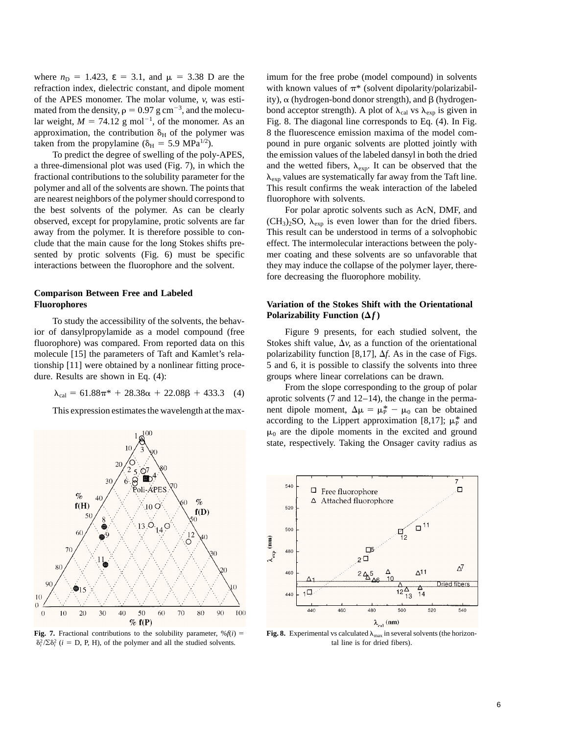where $n_D = 1.423$, $\varepsilon = 3.1$, and $\mu = 3.38$ D are the refraction index, dielectric constant, and dipole moment of the APES monomer. The molar volume, $v$, was estimated from the density, $\rho = 0.97$ g cm$^{-3}$, and the molecular weight, $M = 74.12$ g mol$^{-1}$, of the monomer. As an approximation, the contribution $\delta_H$ of the polymer was taken from the propylamine ($\delta_H = 5.9$ MPa$^{1/2}$).

To predict the degree of swelling of the poly-APES, a three-dimensional plot was used (Fig. 7), in which the fractional contributions to the solubility parameter for the polymer and all of the solvents are shown. The points that are nearest neighbors of the polymer should correspond to the best solvents of the polymer. As can be clearly observed, except for propylamine, protic solvents are far away from the polymer. It is therefore possible to conclude that the main cause for the long Stokes shifts presented by protic solvents (Fig. 6) must be specific interactions between the fluorophore and the solvent.

### Comparison Between Free and Labeled Fluorophores

To study the accessibility of the solvents, the behavior of dansylpropylamide as a model compound (free fluorophore) was compared. From reported data on this molecule [15] the parameters of Taft and Kamlet's relationship [11] were obtained by a nonlinear fitting procedure. Results are shown in Eq. (4):

$$\lambda_{cal} = 61.88\pi^* + 28.38\alpha + 22.08\beta + 433.3 \quad (4)$$

This expression estimates the wavelength at the maximum for the free probe (model compound) in solvents with known values of $\pi^*$ (solvent dipolarity/polarizability), $\alpha$ (hydrogen-bond donor strength), and $\beta$ (hydrogen-bond acceptor strength). A plot of $\lambda_{cal}$ vs $\lambda_{exp}$ is given in Fig. 8. The diagonal line corresponds to Eq. (4). In Fig. 8 the fluorescence emission maxima of the model compound in pure organic solvents are plotted jointly with the emission values of the labeled dansyl in both the dried and the wetted fibers, $\lambda_{exp}$. It can be observed that the $\lambda_{exp}$ values are systematically far away from the Taft line. This result confirms the weak interaction of the labeled fluorophore with solvents.

For polar aprotic solvents such as AcN, DMF, and $(CH_3)_2SO$, $\lambda_{exp}$ is even lower than for the dried fibers. This result can be understood in terms of a solvophobic effect. The intermolecular interactions between the polymer coating and these solvents are so unfavorable that they may induce the collapse of the polymer layer, therefore decreasing the fluorophore mobility.

**Fig. 7.** Fractional contributions to the solubility parameter, $\%f(i) = \delta_i^2/\Sigma\delta_i^2$ ($i$ = D, P, H), of the polymer and all the studied solvents.

**Fig. 8.** Experimental vs calculated $\lambda_{max}$ in several solvents (the horizontal line is for dried fibers).

### Variation of the Stokes Shift with the Orientational Polarizability Function ($\Delta f$)

Figure 9 presents, for each studied solvent, the Stokes shift value, $\Delta\nu$, as a function of the orientational polarizability function [8,17], $\Delta f$. As in the case of Figs. 5 and 6, it is possible to classify the solvents into three groups where linear correlations can be drawn.

From the slope corresponding to the group of polar aprotic solvents (7 and 12–14), the change in the permanent dipole moment, $\Delta\mu = \mu_P^* - \mu_0$ can be obtained according to the Lippert approximation [8,17]; $\mu_P^*$ and $\mu_0$ are the dipole moments in the excited and ground state, respectively. Taking the Onsager cavity radius as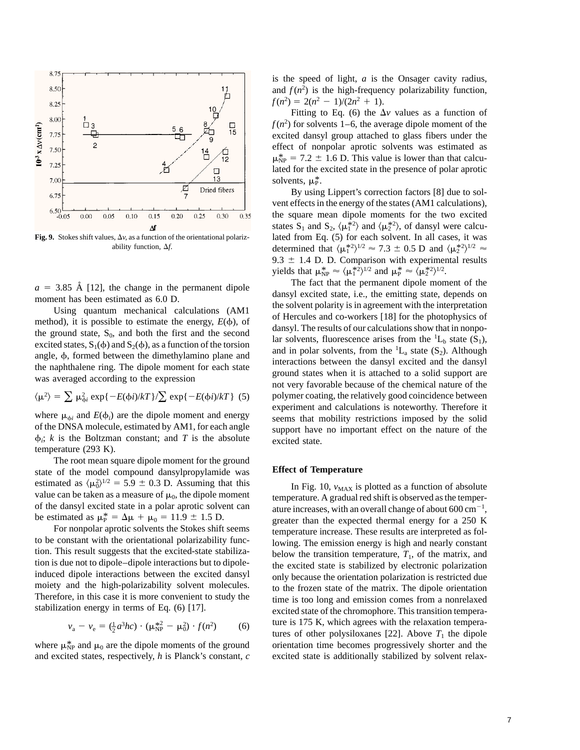Fig. 9. Stokes shift values, $\Delta\nu$, as a function of the orientational polarizability function, $\Delta f$.

$a = 3.85$ Å [12], the change in the permanent dipole moment has been estimated as 6.0 D.

Using quantum mechanical calculations (AM1 method), it is possible to estimate the energy, $E(\phi)$, of the ground state, $S_0$, and both the first and the second excited states, $S_1(\phi)$ and $S_2(\phi)$, as a function of the torsion angle, $\phi$, formed between the dimethylamino plane and the naphthalene ring. The dipole moment for each state was averaged according to the expression

$$\langle\mu^2\rangle = \sum \mu_{\phi i}^2 \exp\{-E(\phi i)/kT\}/\sum \exp\{-E(\phi i)/kT\} \quad (5)$$

where $\mu_{\phi i}$ and $E(\phi_i)$ are the dipole moment and energy of the DNSA molecule, estimated by AM1, for each angle $\phi_i$; $k$ is the Boltzman constant; and $T$ is the absolute temperature (293 K).

The root mean square dipole moment for the ground state of the model compound dansylpropylamide was estimated as $\langle\mu_0^2\rangle^{1/2} = 5.9 \pm 0.3$ D. Assuming that this value can be taken as a measure of $\mu_0$, the dipole moment of the dansyl excited state in a polar aprotic solvent can be estimated as $\mu_P^* = \Delta\mu + \mu_0 = 11.9 \pm 1.5$ D.

For nonpolar aprotic solvents the Stokes shift seems to be constant with the orientational polarizability function. This result suggests that the excited-state stabilization is due not to dipole–dipole interactions but to dipole-induced dipole interactions between the excited dansyl moiety and the high-polarizability solvent molecules. Therefore, in this case it is more convenient to study the stabilization energy in terms of Eq. (6) [17].

$$\nu_a - \nu_e = (\tfrac{1}{2}a^3hc) \cdot (\mu_{NP}^{*2} - \mu_0^2) \cdot f(n^2) \quad (6)$$

where $\mu_{NP}^*$ and $\mu_0$ are the dipole moments of the ground and excited states, respectively, $h$ is Planck's constant, $c$ is the speed of light, $a$ is the Onsager cavity radius, and $f(n^2)$ is the high-frequency polarizability function, $f(n^2) = 2(n^2 - 1)/(2n^2 + 1)$.

Fitting to Eq. (6) the $\Delta\nu$ values as a function of $f(n^2)$ for solvents 1–6, the average dipole moment of the excited dansyl group attached to glass fibers under the effect of nonpolar aprotic solvents was estimated as $\mu_{NP}^* = 7.2 \pm 1.6$ D. This value is lower than that calculated for the excited state in the presence of polar aprotic solvents, $\mu_P^*$.

By using Lippert's correction factors [8] due to solvent effects in the energy of the states (AM1 calculations), the square mean dipole moments for the two excited states $S_1$ and $S_2$, $\langle\mu_1^{*2}\rangle$ and $\langle\mu_2^{*2}\rangle$, of dansyl were calculated from Eq. (5) for each solvent. In all cases, it was determined that $\langle\mu_1^{*2}\rangle^{1/2} \approx 7.3 \pm 0.5$ D and $\langle\mu_2^{*2}\rangle^{1/2} \approx 9.3 \pm 1.4$ D. Comparison with experimental results yields that $\mu_{NP}^* \approx \langle\mu_1^{*2}\rangle^{1/2}$ and $\mu_P^* \approx \langle\mu_2^{*2}\rangle^{1/2}$.

The fact that the permanent dipole moment of the dansyl excited state, i.e., the emitting state, depends on the solvent polarity is in agreement with the interpretation of Hercules and co-workers [18] for the photophysics of dansyl. The results of our calculations show that in nonpolar solvents, fluorescence arises from the $^1L_b$ state ($S_1$), and in polar solvents, from the $^1L_a$ state ($S_2$). Although interactions between the dansyl excited and the dansyl ground states when it is attached to a solid support are not very favorable because of the chemical nature of the polymer coating, the relatively good coincidence between experiment and calculations is noteworthy. Therefore it seems that mobility restrictions imposed by the solid support have no important effect on the nature of the excited state.

### Effect of Temperature

In Fig. 10, $\nu_{MAX}$ is plotted as a function of absolute temperature. A gradual red shift is observed as the temperature increases, with an overall change of about 600 cm$^{-1}$, greater than the expected thermal energy for a 250 K temperature increase. These results are interpreted as following. The emission energy is high and nearly constant below the transition temperature, $T_1$, of the matrix, and the excited state is stabilized by electronic polarization only because the orientation polarization is restricted due to the frozen state of the matrix. The dipole orientation time is too long and emission comes from a nonrelaxed excited state of the chromophore. This transition temperature is 175 K, which agrees with the relaxation temperatures of other polysiloxanes [22]. Above $T_1$ the dipole orientation time becomes progressively shorter and the excited state is additionally stabilized by solvent relax-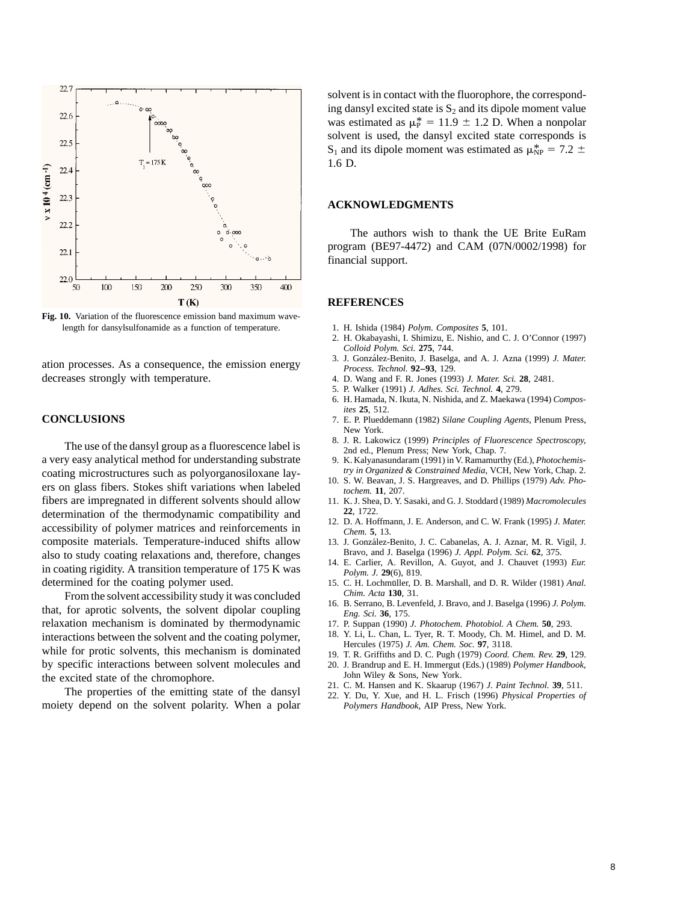22.7
22.6
22.5
22.4
22.3
22.2
22.1
22.0
50 100 150 200 250 300 350 400
$T_1$ = 175 K
ν x 10$^4$ (cm$^{-1}$)
T (K)

**Fig. 10.** Variation of the fluorescence emission band maximum wavelength for dansylsulfonamide as a function of temperature.

ation processes. As a consequence, the emission energy decreases strongly with temperature.

## CONCLUSIONS

The use of the dansyl group as a fluorescence label is a very easy analytical method for understanding substrate coating microstructures such as polyorganosiloxane layers on glass fibers. Stokes shift variations when labeled fibers are impregnated in different solvents should allow determination of the thermodynamic compatibility and accessibility of polymer matrices and reinforcements in composite materials. Temperature-induced shifts allow also to study coating relaxations and, therefore, changes in coating rigidity. A transition temperature of 175 K was determined for the coating polymer used.

From the solvent accessibility study it was concluded that, for aprotic solvents, the solvent dipolar coupling relaxation mechanism is dominated by thermodynamic interactions between the solvent and the coating polymer, while for protic solvents, this mechanism is dominated by specific interactions between solvent molecules and the excited state of the chromophore.

The properties of the emitting state of the dansyl moiety depend on the solvent polarity. When a polar solvent is in contact with the fluorophore, the corresponding dansyl excited state is $S_2$ and its dipole moment value was estimated as $\mu^*_P = 11.9 \pm 1.2$ D. When a nonpolar solvent is used, the dansyl excited state corresponds is $S_1$ and its dipole moment was estimated as $\mu^*_{NP} = 7.2 \pm 1.6$ D.

## ACKNOWLEDGMENTS

The authors wish to thank the UE Brite EuRam program (BE97-4472) and CAM (07N/0002/1998) for financial support.

## REFERENCES

1. H. Ishida (1984) *Polym. Composites* **5**, 101.
2. H. Okabayashi, I. Shimizu, E. Nishio, and C. J. O'Connor (1997) *Colloid Polym. Sci.* **275**, 744.
3. J. González-Benito, J. Baselga, and A. J. Azna (1999) *J. Mater. Process. Technol.* **92–93**, 129.
4. D. Wang and F. R. Jones (1993) *J. Mater. Sci.* **28**, 2481.
5. P. Walker (1991) *J. Adhes. Sci. Technol.* **4**, 279.
6. H. Hamada, N. Ikuta, N. Nishida, and Z. Maekawa (1994) *Composites* **25**, 512.
7. E. P. Plueddemann (1982) *Silane Coupling Agents*, Plenum Press, New York.
8. J. R. Lakowicz (1999) *Principles of Fluorescence Spectroscopy*, 2nd ed., Plenum Press; New York, Chap. 7.
9. K. Kalyanasundaram (1991) in V. Ramamurthy (Ed.), *Photochemistry in Organized & Constrained Media*, VCH, New York, Chap. 2.
10. S. W. Beavan, J. S. Hargreaves, and D. Phillips (1979) *Adv. Photochem.* **11**, 207.
11. K. J. Shea, D. Y. Sasaki, and G. J. Stoddard (1989) *Macromolecules* **22**, 1722.
12. D. A. Hoffmann, J. E. Anderson, and C. W. Frank (1995) *J. Mater. Chem.* **5**, 13.
13. J. González-Benito, J. C. Cabanelas, A. J. Aznar, M. R. Vigil, J. Bravo, and J. Baselga (1996) *J. Appl. Polym. Sci.* **62**, 375.
14. E. Carlier, A. Revillon, A. Guyot, and J. Chauvet (1993) *Eur. Polym. J.* **29**(6), 819.
15. C. H. Lochmüller, D. B. Marshall, and D. R. Wilder (1981) *Anal. Chim. Acta* **130**, 31.
16. B. Serrano, B. Levenfeld, J. Bravo, and J. Baselga (1996) *J. Polym. Eng. Sci.* **36**, 175.
17. P. Suppan (1990) *J. Photochem. Photobiol. A Chem.* **50**, 293.
18. Y. Li, L. Chan, L. Tyer, R. T. Moody, Ch. M. Himel, and D. M. Hercules (1975) *J. Am. Chem. Soc.* **97**, 3118.
19. T. R. Griffiths and D. C. Pugh (1979) *Coord. Chem. Rev.* **29**, 129.
20. J. Brandrup and E. H. Immergut (Eds.) (1989) *Polymer Handbook*, John Wiley & Sons, New York.
21. C. M. Hansen and K. Skaarup (1967) *J. Paint Technol.* **39**, 511.
22. Y. Du, Y. Xue, and H. L. Frisch (1996) *Physical Properties of Polymers Handbook*, AIP Press, New York.